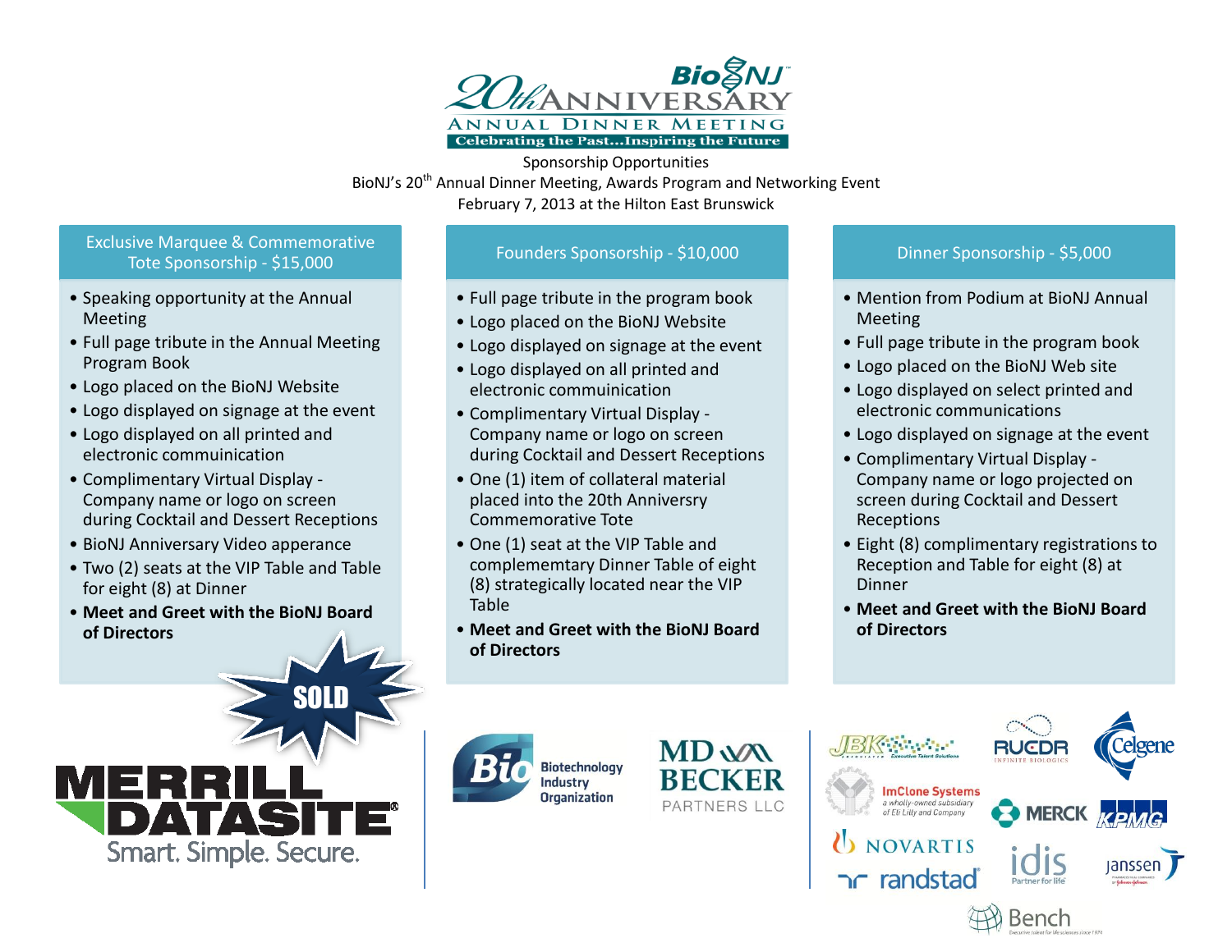# BioNJ 20th Anniversary Annual Dinner Meeting

Celebrating the Past…Inspiring the Future

Sponsorship Opportunities

BioNJ's 20th Annual Dinner Meeting, Awards Program and Networking Event

February 7, 2013 at the Hilton East Brunswick

## Exclusive Marquee & Commemorative Tote Sponsorship - $15,000

- Speaking opportunity at the Annual Meeting
- Full page tribute in the Annual Meeting Program Book
- Logo placed on the BioNJ Website
- Logo displayed on signage at the event
- Logo displayed on all printed and electronic commuinication
- Complimentary Virtual Display - Company name or logo on screen during Cocktail and Dessert Receptions
- BioNJ Anniversary Video apperance
- Two (2) seats at the VIP Table and Table for eight (8) at Dinner
- **Meet and Greet with the BioNJ Board of Directors**

SOLD

MERRILL DATASITE — Smart. Simple. Secure.

## Founders Sponsorship - $10,000

- Full page tribute in the program book
- Logo placed on the BioNJ Website
- Logo displayed on signage at the event
- Logo displayed on all printed and electronic commuinication
- Complimentary Virtual Display - Company name or logo on screen during Cocktail and Dessert Receptions
- One (1) item of collateral material placed into the 20th Anniversery Commemorative Tote
- One (1) seat at the VIP Table and complememtary Dinner Table of eight (8) strategically located near the VIP Table
- **Meet and Greet with the BioNJ Board of Directors**

Biotechnology Industry Organization

MD BECKER PARTNERS LLC

## Dinner Sponsorship - $5,000

- Mention from Podium at BioNJ Annual Meeting
- Full page tribute in the program book
- Logo placed on the BioNJ Web site
- Logo displayed on select printed and electronic communications
- Logo displayed on signage at the event
- Complimentary Virtual Display - Company name or logo projected on screen during Cocktail and Dessert Receptions
- Eight (8) complimentary registrations to Reception and Table for eight (8) at Dinner
- **Meet and Greet with the BioNJ Board of Directors**

JBK Associates Executive Talent Solutions

RUCDR Infinite Biologics

Celgene

ImClone Systems — a wholly-owned subsidiary of Eli Lilly and Company

MERCK

KPMG

NOVARTIS

randstad

idis — Partner for life

janssen

Bench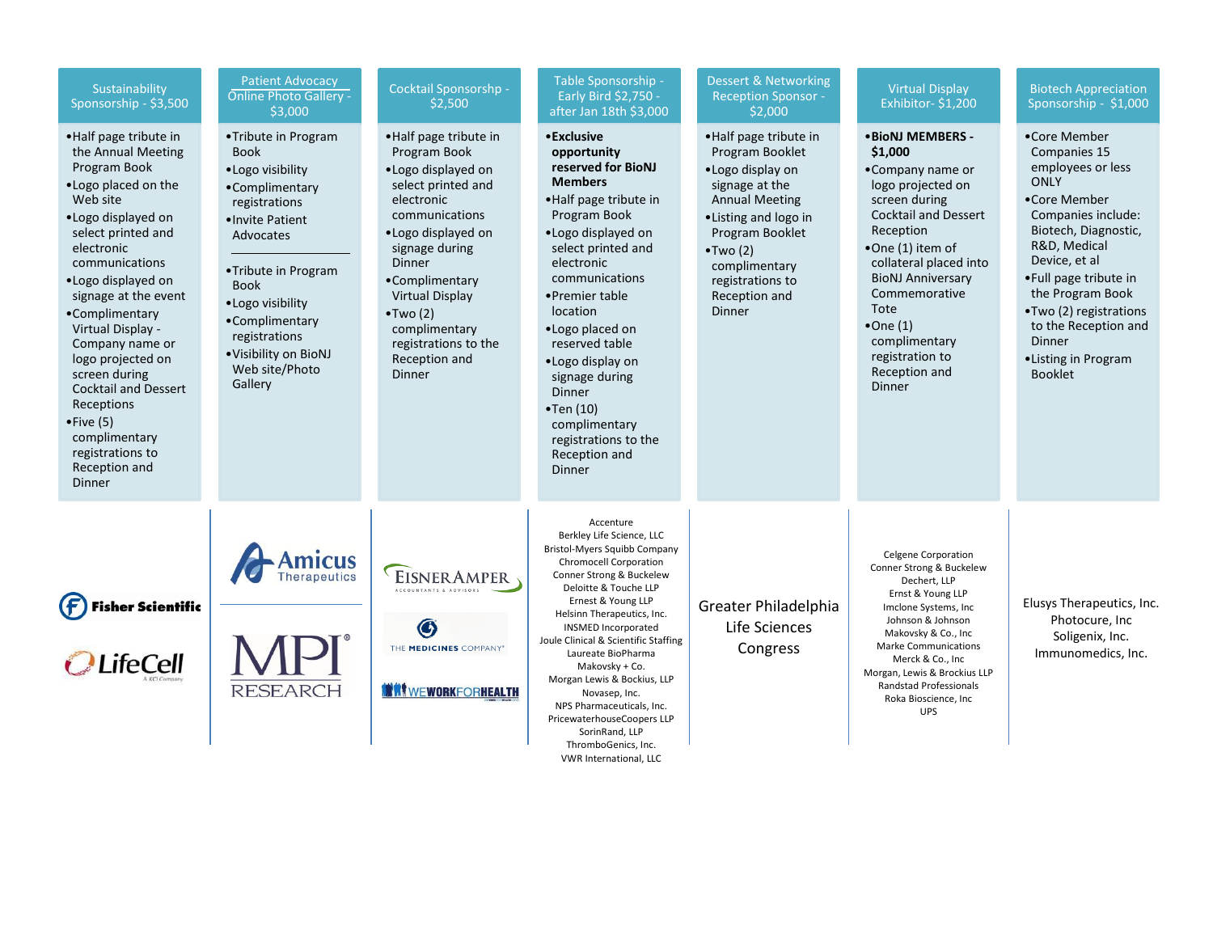| Sustainability Sponsorship - $3,500 | Patient Advocacy Online Photo Gallery - $3,000 | Cocktail Sponsorship - $2,500 | Table Sponsorship - Early Bird $2,750 - after Jan 18th $3,000 | Dessert & Networking Reception Sponsor - $2,000 | Virtual Display Exhibitor- $1,200 | Biotech Appreciation Sponsorship - $1,000 |
|---|---|---|---|---|---|---|
| • Half page tribute in the Annual Meeting Program Book<br>• Logo placed on the Web site<br>• Logo displayed on select printed and electronic communications<br>• Logo displayed on signage at the event<br>• Complimentary Virtual Display - Company name or logo projected on screen during Cocktail and Dessert Receptions<br>• Five (5) complimentary registrations to Reception and Dinner | Patient Advocacy:<br>• Tribute in Program Book<br>• Logo visibility<br>• Complimentary registrations<br>• Invite Patient Advocates<br><br>Online Photo Gallery:<br>• Tribute in Program Book<br>• Logo visibility<br>• Complimentary registrations<br>• Visibility on BioNJ Web site/Photo Gallery | • Half page tribute in Program Book<br>• Logo displayed on select printed and electronic communications<br>• Logo displayed on signage during Dinner<br>• Complimentary Virtual Display<br>• Two (2) complimentary registrations to the Reception and Dinner | • **Exclusive opportunity reserved for BioNJ Members**<br>• Half page tribute in Program Book<br>• Logo displayed on select printed and electronic communications<br>• Premier table location<br>• Logo placed on reserved table<br>• Logo display on signage during Dinner<br>• Ten (10) complimentary registrations to the Reception and Dinner | • Half page tribute in Program Booklet<br>• Logo display on signage at the Annual Meeting<br>• Listing and logo in Program Booklet<br>• Two (2) complimentary registrations to Reception and Dinner | • **BioNJ MEMBERS - $1,000**<br>• Company name or logo projected on screen during Cocktail and Dessert Reception<br>• One (1) item of collateral placed into BioNJ Anniversary Commemorative Tote<br>• One (1) complimentary registration to Reception and Dinner | • Core Member Companies 15 employees or less ONLY<br>• Core Member Companies include: Biotech, Diagnostic, R&D, Medical Device, et al<br>• Full page tribute in the Program Book<br>• Two (2) registrations to the Reception and Dinner<br>• Listing in Program Booklet |
| Fisher Scientific<br>LifeCell (A KCI Company) | Amicus Therapeutics<br>MPI Research | EisnerAmper (Accountants & Advisors)<br>The Medicines Company<br>WeWorkForHealth | Accenture<br>Berkley Life Science, LLC<br>Bristol-Myers Squibb Company<br>Chromocell Corporation<br>Conner Strong & Buckelew<br>Deloitte & Touche LLP<br>Ernest & Young LLP<br>Helsinn Therapeutics, Inc.<br>INSMED Incorporated<br>Joule Clinical & Scientific Staffing<br>Laureate BioPharma<br>Makovsky + Co.<br>Morgan Lewis & Bockius, LLP<br>Novasep, Inc.<br>NPS Pharmaceuticals, Inc.<br>PricewaterhouseCoopers LLP<br>SorinRand, LLP<br>ThromboGenics, Inc.<br>VWR International, LLC | Greater Philadelphia Life Sciences Congress | Celgene Corporation<br>Conner Strong & Buckelew<br>Dechert, LLP<br>Ernst & Young LLP<br>Imclone Systems, Inc<br>Johnson & Johnson<br>Makovsky & Co., Inc<br>Marke Communications<br>Merck & Co., Inc<br>Morgan, Lewis & Brockius LLP<br>Randstad Professionals<br>Roka Bioscience, Inc<br>UPS | Elusys Therapeutics, Inc.<br>Photocure, Inc<br>Soligenix, Inc.<br>Immunomedics, Inc. |